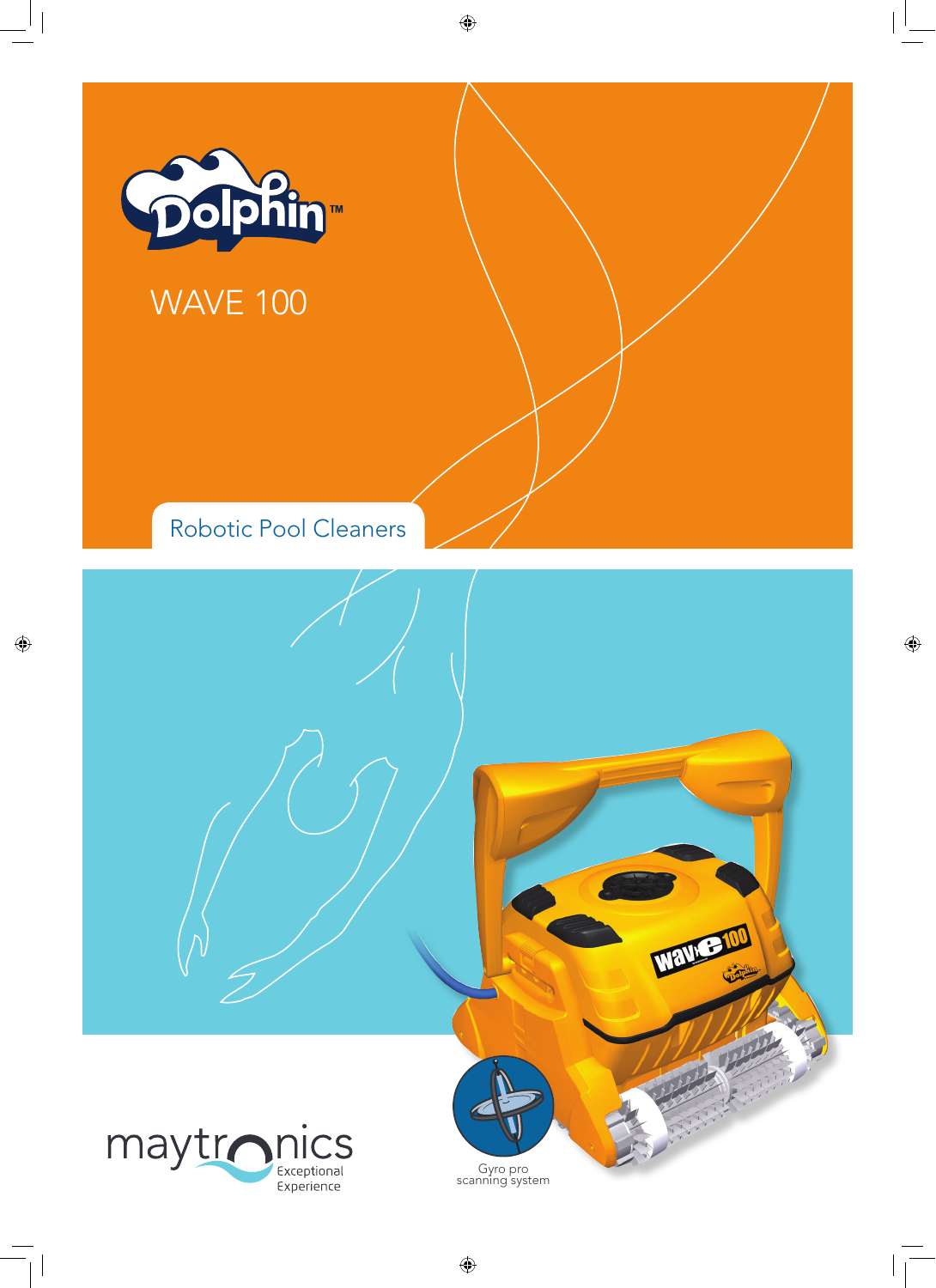# Dolphin™

## WAVE 100

Robotic Pool Cleaners

Gyro pro scanning system

maytronics

Exceptional Experience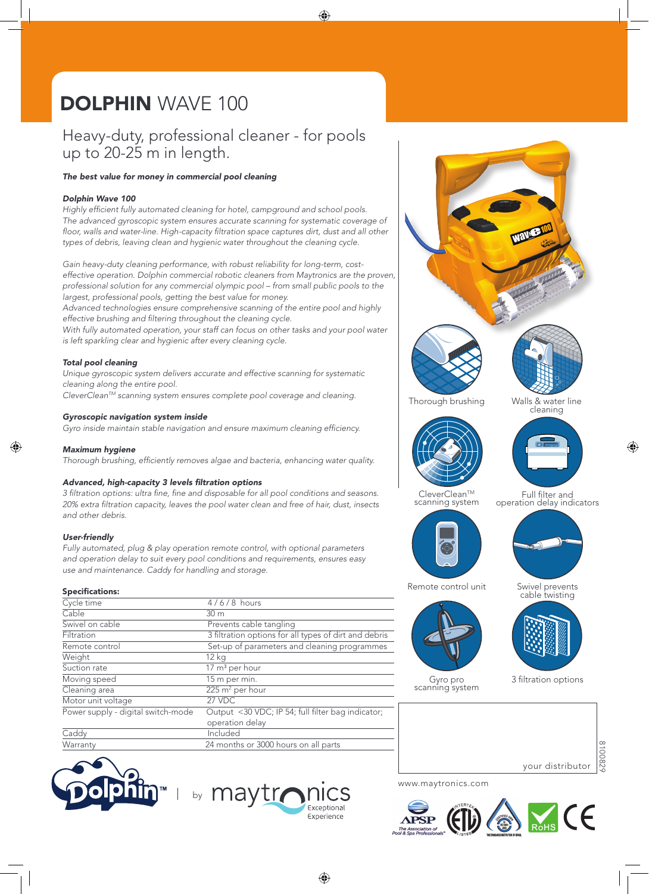# **DOLPHIN** WAVE 100

## Heavy-duty, professional cleaner - for pools up to 20-25 m in length.

***The best value for money in commercial pool cleaning***

***Dolphin Wave 100***

*Highly efficient fully automated cleaning for hotel, campground and school pools. The advanced gyroscopic system ensures accurate scanning for systematic coverage of floor, walls and water-line. High-capacity filtration space captures dirt, dust and all other types of debris, leaving clean and hygienic water throughout the cleaning cycle.*

*Gain heavy-duty cleaning performance, with robust reliability for long-term, cost-effective operation. Dolphin commercial robotic cleaners from Maytronics are the proven, professional solution for any commercial olympic pool – from small public pools to the largest, professional pools, getting the best value for money.*
*Advanced technologies ensure comprehensive scanning of the entire pool and highly effective brushing and filtering throughout the cleaning cycle.*
*With fully automated operation, your staff can focus on other tasks and your pool water is left sparkling clear and hygienic after every cleaning cycle.*

***Total pool cleaning***

*Unique gyroscopic system delivers accurate and effective scanning for systematic cleaning along the entire pool.*
*CleverClean™ scanning system ensures complete pool coverage and cleaning.*

***Gyroscopic navigation system inside***

*Gyro inside maintain stable navigation and ensure maximum cleaning efficiency.*

***Maximum hygiene***

*Thorough brushing, efficiently removes algae and bacteria, enhancing water quality.*

***Advanced, high-capacity 3 levels filtration options***

*3 filtration options: ultra fine, fine and disposable for all pool conditions and seasons. 20% extra filtration capacity, leaves the pool water clean and free of hair, dust, insects and other debris.*

***User-friendly***

*Fully automated, plug & play operation remote control, with optional parameters and operation delay to suit every pool conditions and requirements, ensures easy use and maintenance. Caddy for handling and storage.*

**Specifications:**

| | |
|---|---|
| Cycle time | 4 / 6 / 8 hours |
| Cable | 30 m |
| Swivel on cable | Prevents cable tangling |
| Filtration | 3 filtration options for all types of dirt and debris |
| Remote control | Set-up of parameters and cleaning programmes |
| Weight | 12 kg |
| Suction rate | 17 m³ per hour |
| Moving speed | 15 m per min. |
| Cleaning area | 225 m² per hour |
| Motor unit voltage | 27 VDC |
| Power supply - digital switch-mode | Output <30 VDC; IP 54; full filter bag indicator; operation delay |
| Caddy | Included |
| Warranty | 24 months or 3000 hours on all parts |

Thorough brushing

Walls & water line cleaning

CleverClean™ scanning system

Full filter and operation delay indicators

Remote control unit

Swivel prevents cable twisting

Gyro pro scanning system

3 filtration options

your distributor

8100829

Dolphin™ by maytronics Exceptional Experience

www.maytronics.com